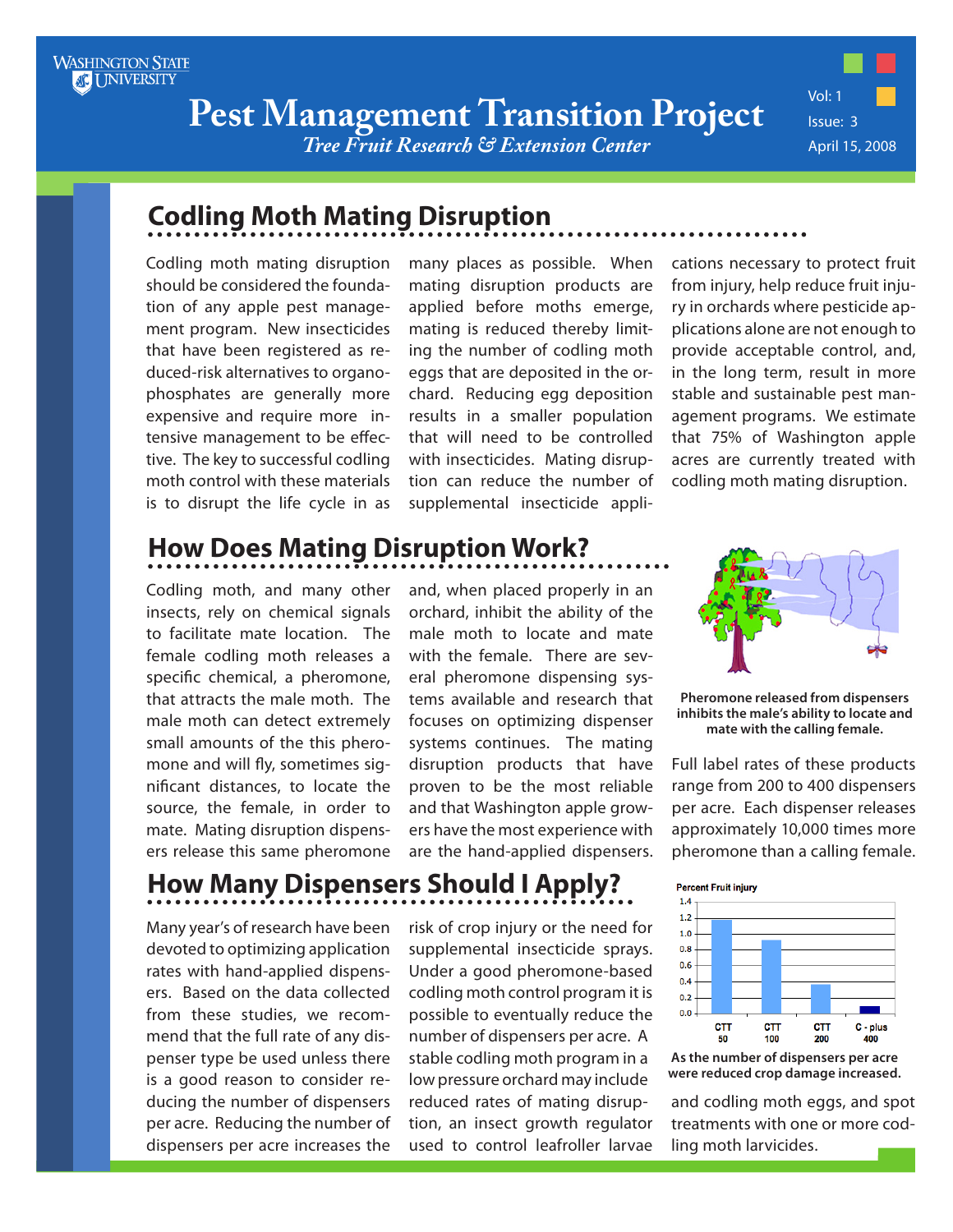# Pest Management Transition Project

*Tree Fruit Research & Extension Center*

Vol: 1
Issue: 3
April 15, 2008

## Codling Moth Mating Disruption

Codling moth mating disruption should be considered the foundation of any apple pest management program. New insecticides that have been registered as reduced-risk alternatives to organophosphates are generally more expensive and require more intensive management to be effective. The key to successful codling moth control with these materials is to disrupt the life cycle in as many places as possible. When mating disruption products are applied before moths emerge, mating is reduced thereby limiting the number of codling moth eggs that are deposited in the orchard. Reducing egg deposition results in a smaller population that will need to be controlled with insecticides. Mating disruption can reduce the number of supplemental insecticide applications necessary to protect fruit from injury, help reduce fruit injury in orchards where pesticide applications alone are not enough to provide acceptable control, and, in the long term, result in more stable and sustainable pest management programs. We estimate that 75% of Washington apple acres are currently treated with codling moth mating disruption.

## How Does Mating Disruption Work?

Codling moth, and many other insects, rely on chemical signals to facilitate mate location. The female codling moth releases a specific chemical, a pheromone, that attracts the male moth. The male moth can detect extremely small amounts of the this pheromone and will fly, sometimes significant distances, to locate the source, the female, in order to mate. Mating disruption dispensers release this same pheromone and, when placed properly in an orchard, inhibit the ability of the male moth to locate and mate with the female. There are several pheromone dispensing systems available and research that focuses on optimizing dispenser systems continues. The mating disruption products that have proven to be the most reliable and that Washington apple growers have the most experience with are the hand-applied dispensers.

**Pheromone released from dispensers inhibits the male's ability to locate and mate with the calling female.**

Full label rates of these products range from 200 to 400 dispensers per acre. Each dispenser releases approximately 10,000 times more pheromone than a calling female.

## How Many Dispensers Should I Apply?

Many year's of research have been devoted to optimizing application rates with hand-applied dispensers. Based on the data collected from these studies, we recommend that the full rate of any dispenser type be used unless there is a good reason to consider reducing the number of dispensers per acre. Reducing the number of dispensers per acre increases the risk of crop injury or the need for supplemental insecticide sprays. Under a good pheromone-based codling moth control program it is possible to eventually reduce the number of dispensers per acre. A stable codling moth program in a low pressure orchard may include reduced rates of mating disruption, an insect growth regulator used to control leafroller larvae and codling moth eggs, and spot treatments with one or more codling moth larvicides.

**As the number of dispensers per acre were reduced crop damage increased.**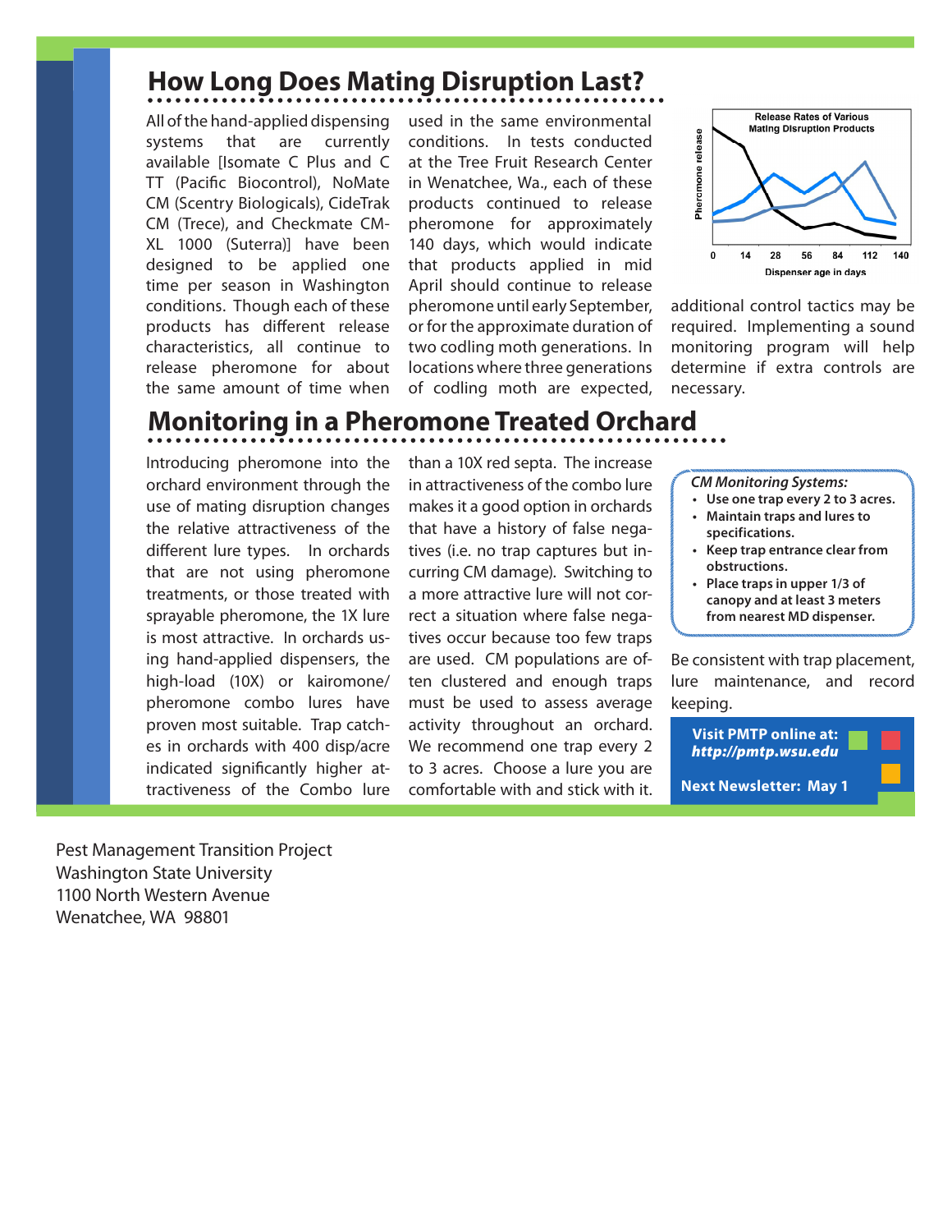## How Long Does Mating Disruption Last?

All of the hand-applied dispensing systems that are currently available [Isomate C Plus and C TT (Pacific Biocontrol), NoMate CM (Scentry Biologicals), CideTrak CM (Trece), and Checkmate CM-XL 1000 (Suterra)] have been designed to be applied one time per season in Washington conditions. Though each of these products has different release characteristics, all continue to release pheromone for about the same amount of time when used in the same environmental conditions. In tests conducted at the Tree Fruit Research Center in Wenatchee, Wa., each of these products continued to release pheromone for approximately 140 days, which would indicate that products applied in mid April should continue to release pheromone until early September, or for the approximate duration of two codling moth generations. In locations where three generations of codling moth are expected, additional control tactics may be required. Implementing a sound monitoring program will help determine if extra controls are necessary.

Release Rates of Various Mating Disruption Products

Pheromone release

0
14
28
56
84
112
140

Dispenser age in days

## Monitoring in a Pheromone Treated Orchard

Introducing pheromone into the orchard environment through the use of mating disruption changes the relative attractiveness of the different lure types. In orchards that are not using pheromone treatments, or those treated with sprayable pheromone, the 1X lure is most attractive. In orchards using hand-applied dispensers, the high-load (10X) or kairomone/pheromone combo lures have proven most suitable. Trap catches in orchards with 400 disp/acre indicated significantly higher attractiveness of the Combo lure than a 10X red septa. The increase in attractiveness of the combo lure makes it a good option in orchards that have a history of false negatives (i.e. no trap captures but incurring CM damage). Switching to a more attractive lure will not correct a situation where false negatives occur because too few traps are used. CM populations are often clustered and enough traps must be used to assess average activity throughout an orchard. We recommend one trap every 2 to 3 acres. Choose a lure you are comfortable with and stick with it.

***CM Monitoring Systems:***

- **Use one trap every 2 to 3 acres.**
- **Maintain traps and lures to specifications.**
- **Keep trap entrance clear from obstructions.**
- **Place traps in upper 1/3 of canopy and at least 3 meters from nearest MD dispenser.**

Be consistent with trap placement, lure maintenance, and record keeping.

**Visit PMTP online at:**
***http://pmtp.wsu.edu***

**Next Newsletter: May 1**

Pest Management Transition Project
Washington State University
1100 North Western Avenue
Wenatchee, WA 98801